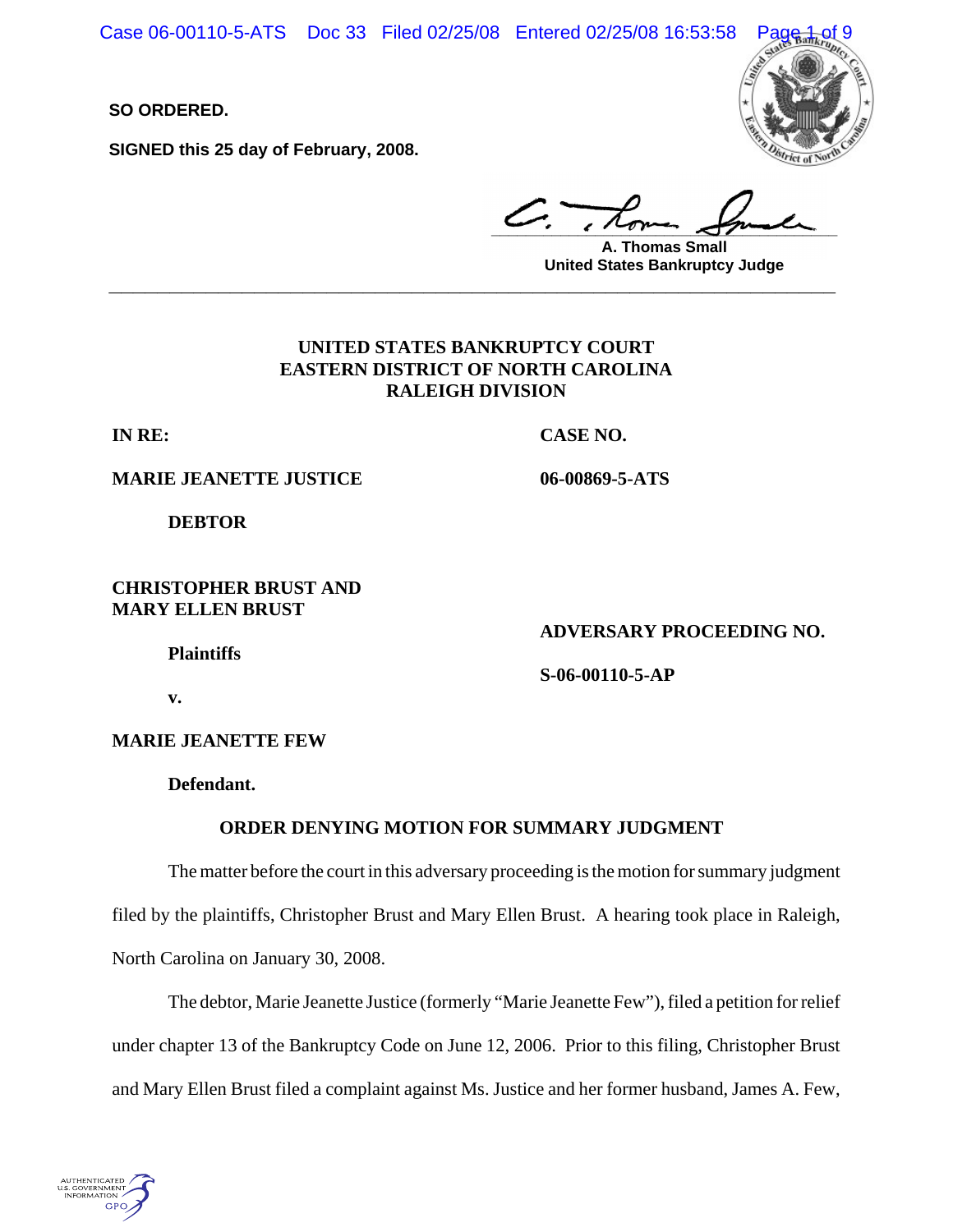**SO ORDERED.**

**SIGNED this 25 day of February, 2008.**

A. Thomas Small
United States Bankruptcy Judge

---

**UNITED STATES BANKRUPTCY COURT**
**EASTERN DISTRICT OF NORTH CAROLINA**
**RALEIGH DIVISION**

**IN RE:** **CASE NO.**

**MARIE JEANETTE JUSTICE** **06-00869-5-ATS**

**DEBTOR**

**CHRISTOPHER BRUST AND MARY ELLEN BRUST**

**Plaintiffs**

**ADVERSARY PROCEEDING NO.**

**S-06-00110-5-AP**

**v.**

**MARIE JEANETTE FEW**

**Defendant.**

**ORDER DENYING MOTION FOR SUMMARY JUDGMENT**

The matter before the court in this adversary proceeding is the motion for summary judgment filed by the plaintiffs, Christopher Brust and Mary Ellen Brust. A hearing took place in Raleigh, North Carolina on January 30, 2008.

The debtor, Marie Jeanette Justice (formerly "Marie Jeanette Few"), filed a petition for relief under chapter 13 of the Bankruptcy Code on June 12, 2006. Prior to this filing, Christopher Brust and Mary Ellen Brust filed a complaint against Ms. Justice and her former husband, James A. Few,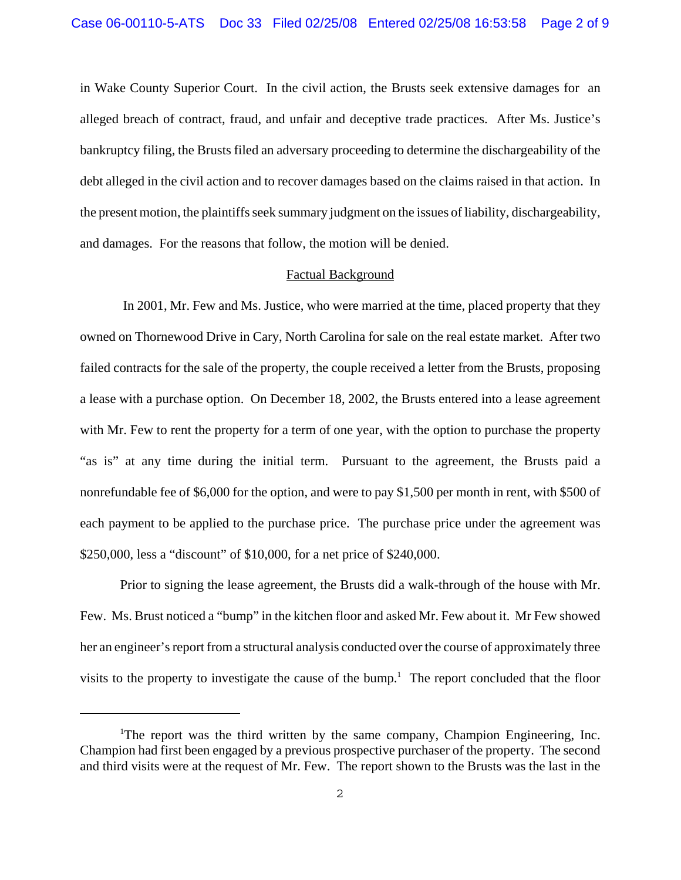in Wake County Superior Court. In the civil action, the Brusts seek extensive damages for an alleged breach of contract, fraud, and unfair and deceptive trade practices. After Ms. Justice's bankruptcy filing, the Brusts filed an adversary proceeding to determine the dischargeability of the debt alleged in the civil action and to recover damages based on the claims raised in that action. In the present motion, the plaintiffs seek summary judgment on the issues of liability, dischargeability, and damages. For the reasons that follow, the motion will be denied.

## Factual Background

In 2001, Mr. Few and Ms. Justice, who were married at the time, placed property that they owned on Thornewood Drive in Cary, North Carolina for sale on the real estate market. After two failed contracts for the sale of the property, the couple received a letter from the Brusts, proposing a lease with a purchase option. On December 18, 2002, the Brusts entered into a lease agreement with Mr. Few to rent the property for a term of one year, with the option to purchase the property "as is" at any time during the initial term. Pursuant to the agreement, the Brusts paid a nonrefundable fee of $6,000 for the option, and were to pay $1,500 per month in rent, with $500 of each payment to be applied to the purchase price. The purchase price under the agreement was $250,000, less a "discount" of $10,000, for a net price of $240,000.

Prior to signing the lease agreement, the Brusts did a walk-through of the house with Mr. Few. Ms. Brust noticed a "bump" in the kitchen floor and asked Mr. Few about it. Mr Few showed her an engineer's report from a structural analysis conducted over the course of approximately three visits to the property to investigate the cause of the bump.[1] The report concluded that the floor

[1] The report was the third written by the same company, Champion Engineering, Inc. Champion had first been engaged by a previous prospective purchaser of the property. The second and third visits were at the request of Mr. Few. The report shown to the Brusts was the last in the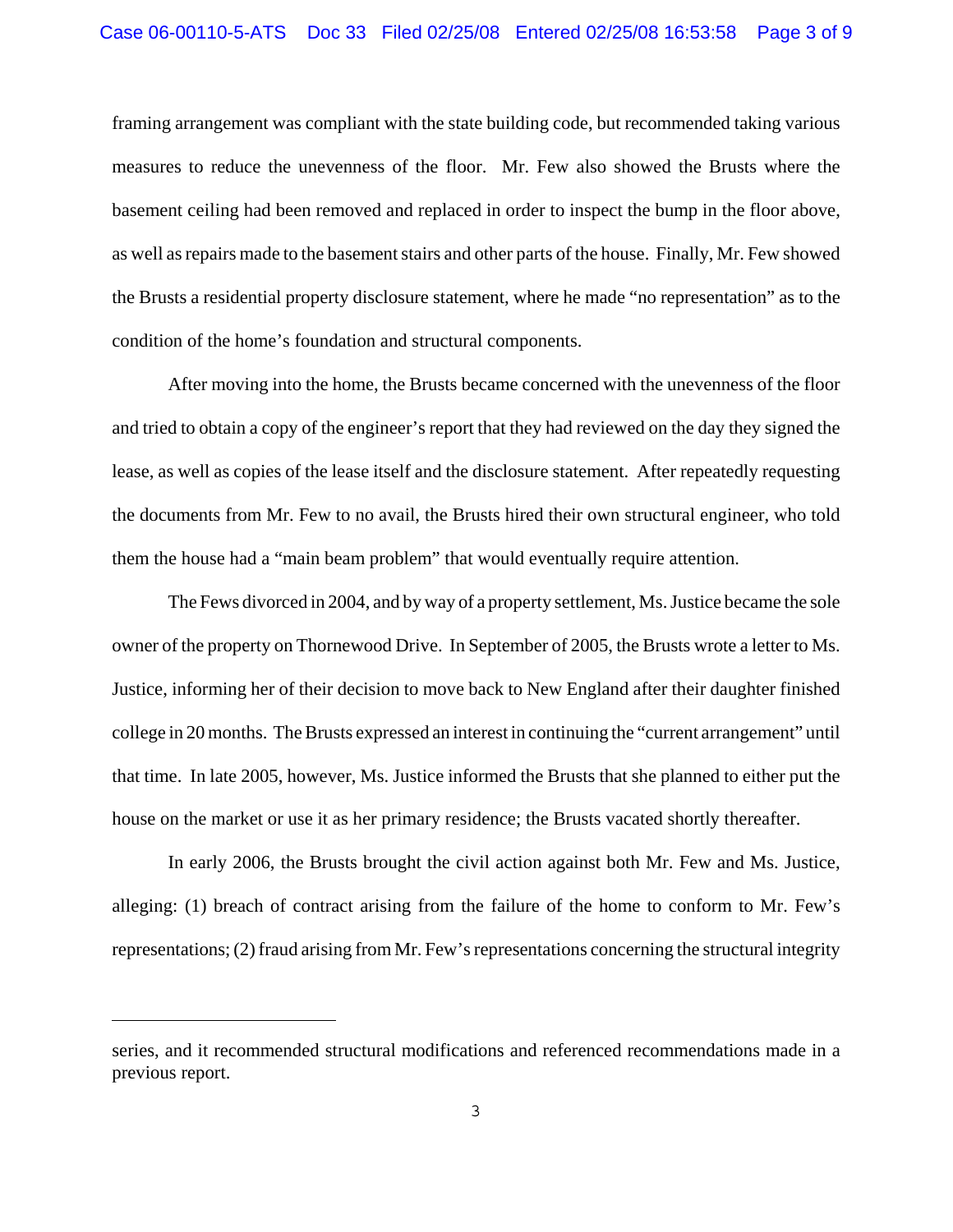framing arrangement was compliant with the state building code, but recommended taking various measures to reduce the unevenness of the floor. Mr. Few also showed the Brusts where the basement ceiling had been removed and replaced in order to inspect the bump in the floor above, as well as repairs made to the basement stairs and other parts of the house. Finally, Mr. Few showed the Brusts a residential property disclosure statement, where he made "no representation" as to the condition of the home's foundation and structural components.

After moving into the home, the Brusts became concerned with the unevenness of the floor and tried to obtain a copy of the engineer's report that they had reviewed on the day they signed the lease, as well as copies of the lease itself and the disclosure statement. After repeatedly requesting the documents from Mr. Few to no avail, the Brusts hired their own structural engineer, who told them the house had a "main beam problem" that would eventually require attention.

The Fews divorced in 2004, and by way of a property settlement, Ms. Justice became the sole owner of the property on Thornewood Drive. In September of 2005, the Brusts wrote a letter to Ms. Justice, informing her of their decision to move back to New England after their daughter finished college in 20 months. The Brusts expressed an interest in continuing the "current arrangement" until that time. In late 2005, however, Ms. Justice informed the Brusts that she planned to either put the house on the market or use it as her primary residence; the Brusts vacated shortly thereafter.

In early 2006, the Brusts brought the civil action against both Mr. Few and Ms. Justice, alleging: (1) breach of contract arising from the failure of the home to conform to Mr. Few's representations; (2) fraud arising from Mr. Few's representations concerning the structural integrity

---

series, and it recommended structural modifications and referenced recommendations made in a previous report.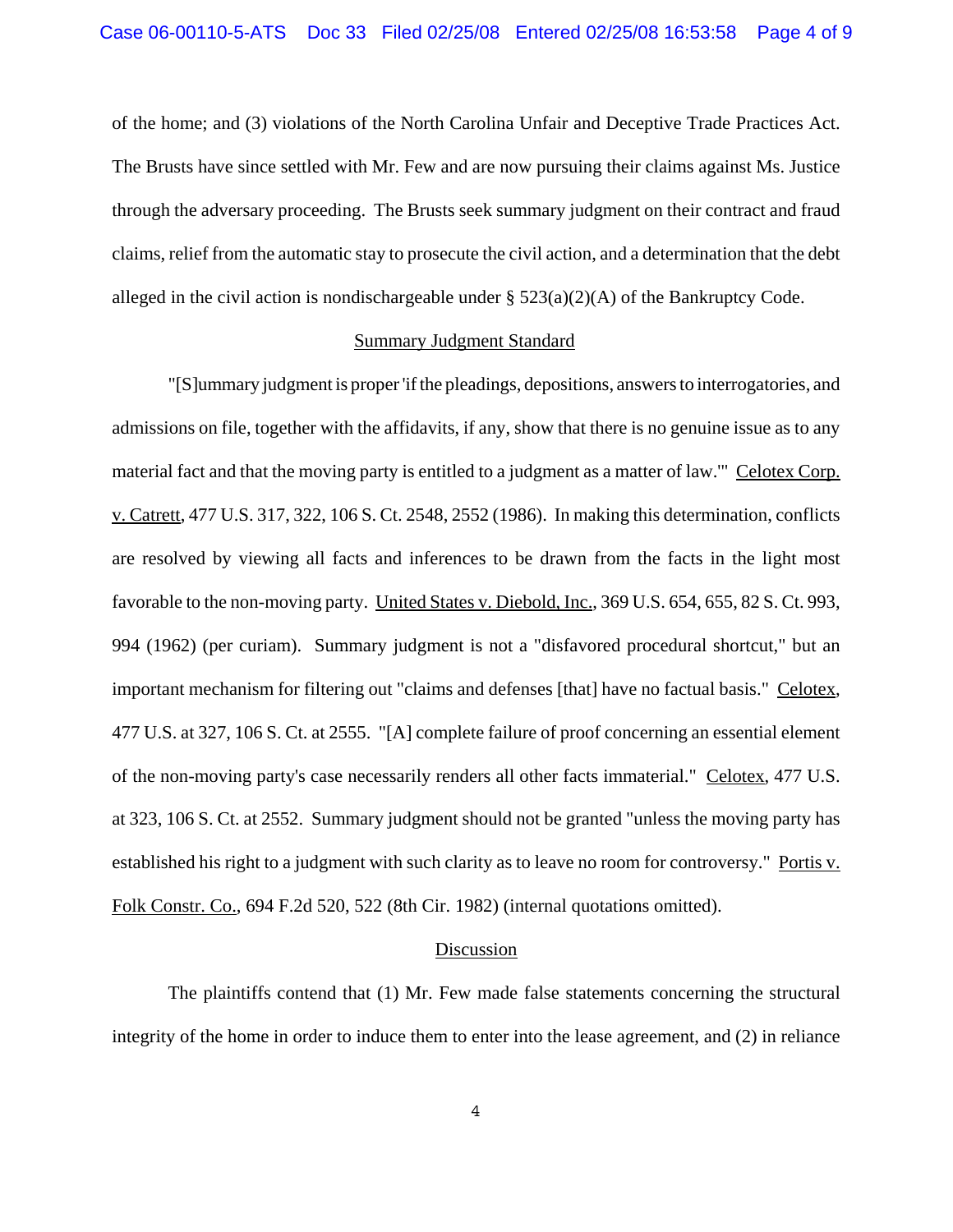of the home; and (3) violations of the North Carolina Unfair and Deceptive Trade Practices Act. The Brusts have since settled with Mr. Few and are now pursuing their claims against Ms. Justice through the adversary proceeding. The Brusts seek summary judgment on their contract and fraud claims, relief from the automatic stay to prosecute the civil action, and a determination that the debt alleged in the civil action is nondischargeable under § 523(a)(2)(A) of the Bankruptcy Code.

## Summary Judgment Standard

"[S]ummary judgment is proper 'if the pleadings, depositions, answers to interrogatories, and admissions on file, together with the affidavits, if any, show that there is no genuine issue as to any material fact and that the moving party is entitled to a judgment as a matter of law.'" Celotex Corp. v. Catrett, 477 U.S. 317, 322, 106 S. Ct. 2548, 2552 (1986). In making this determination, conflicts are resolved by viewing all facts and inferences to be drawn from the facts in the light most favorable to the non-moving party. United States v. Diebold, Inc., 369 U.S. 654, 655, 82 S. Ct. 993, 994 (1962) (per curiam). Summary judgment is not a "disfavored procedural shortcut," but an important mechanism for filtering out "claims and defenses [that] have no factual basis." Celotex, 477 U.S. at 327, 106 S. Ct. at 2555. "[A] complete failure of proof concerning an essential element of the non-moving party's case necessarily renders all other facts immaterial." Celotex, 477 U.S. at 323, 106 S. Ct. at 2552. Summary judgment should not be granted "unless the moving party has established his right to a judgment with such clarity as to leave no room for controversy." Portis v. Folk Constr. Co., 694 F.2d 520, 522 (8th Cir. 1982) (internal quotations omitted).

## Discussion

The plaintiffs contend that (1) Mr. Few made false statements concerning the structural integrity of the home in order to induce them to enter into the lease agreement, and (2) in reliance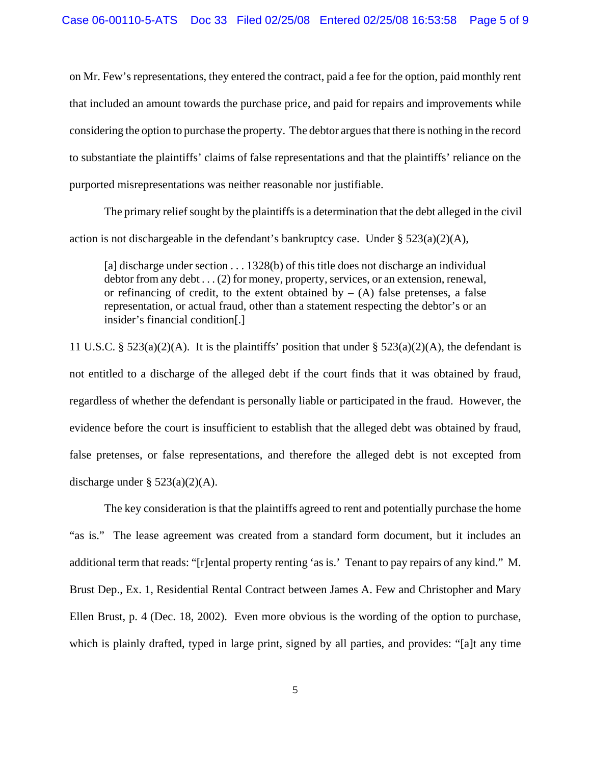on Mr. Few's representations, they entered the contract, paid a fee for the option, paid monthly rent that included an amount towards the purchase price, and paid for repairs and improvements while considering the option to purchase the property. The debtor argues that there is nothing in the record to substantiate the plaintiffs' claims of false representations and that the plaintiffs' reliance on the purported misrepresentations was neither reasonable nor justifiable.

The primary relief sought by the plaintiffs is a determination that the debt alleged in the civil action is not dischargeable in the defendant's bankruptcy case. Under § 523(a)(2)(A),

> [a] discharge under section . . . 1328(b) of this title does not discharge an individual debtor from any debt . . . (2) for money, property, services, or an extension, renewal, or refinancing of credit, to the extent obtained by – (A) false pretenses, a false representation, or actual fraud, other than a statement respecting the debtor's or an insider's financial condition[.]

11 U.S.C. § 523(a)(2)(A). It is the plaintiffs' position that under § 523(a)(2)(A), the defendant is not entitled to a discharge of the alleged debt if the court finds that it was obtained by fraud, regardless of whether the defendant is personally liable or participated in the fraud. However, the evidence before the court is insufficient to establish that the alleged debt was obtained by fraud, false pretenses, or false representations, and therefore the alleged debt is not excepted from discharge under § 523(a)(2)(A).

The key consideration is that the plaintiffs agreed to rent and potentially purchase the home "as is." The lease agreement was created from a standard form document, but it includes an additional term that reads: "[r]ental property renting 'as is.' Tenant to pay repairs of any kind." M. Brust Dep., Ex. 1, Residential Rental Contract between James A. Few and Christopher and Mary Ellen Brust, p. 4 (Dec. 18, 2002). Even more obvious is the wording of the option to purchase, which is plainly drafted, typed in large print, signed by all parties, and provides: "[a]t any time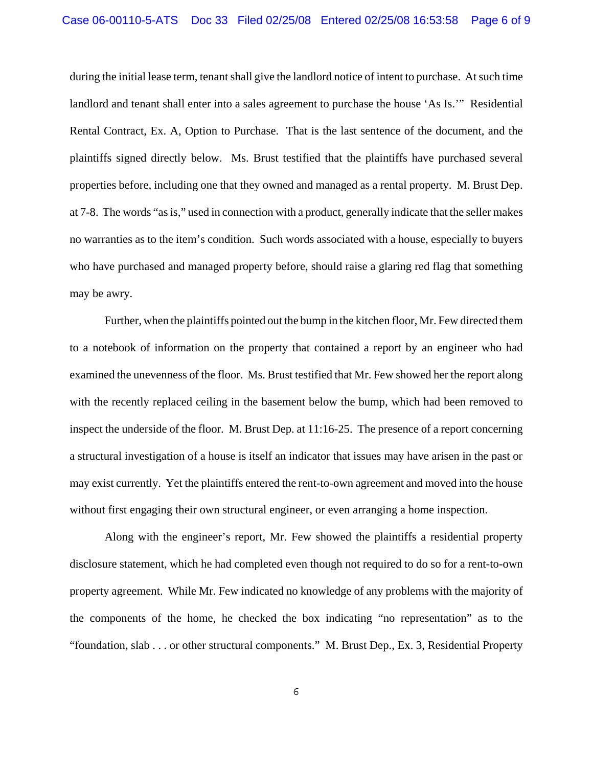during the initial lease term, tenant shall give the landlord notice of intent to purchase. At such time landlord and tenant shall enter into a sales agreement to purchase the house 'As Is.'" Residential Rental Contract, Ex. A, Option to Purchase. That is the last sentence of the document, and the plaintiffs signed directly below. Ms. Brust testified that the plaintiffs have purchased several properties before, including one that they owned and managed as a rental property. M. Brust Dep. at 7-8. The words "as is," used in connection with a product, generally indicate that the seller makes no warranties as to the item's condition. Such words associated with a house, especially to buyers who have purchased and managed property before, should raise a glaring red flag that something may be awry.

Further, when the plaintiffs pointed out the bump in the kitchen floor, Mr. Few directed them to a notebook of information on the property that contained a report by an engineer who had examined the unevenness of the floor. Ms. Brust testified that Mr. Few showed her the report along with the recently replaced ceiling in the basement below the bump, which had been removed to inspect the underside of the floor. M. Brust Dep. at 11:16-25. The presence of a report concerning a structural investigation of a house is itself an indicator that issues may have arisen in the past or may exist currently. Yet the plaintiffs entered the rent-to-own agreement and moved into the house without first engaging their own structural engineer, or even arranging a home inspection.

Along with the engineer's report, Mr. Few showed the plaintiffs a residential property disclosure statement, which he had completed even though not required to do so for a rent-to-own property agreement. While Mr. Few indicated no knowledge of any problems with the majority of the components of the home, he checked the box indicating "no representation" as to the "foundation, slab . . . or other structural components." M. Brust Dep., Ex. 3, Residential Property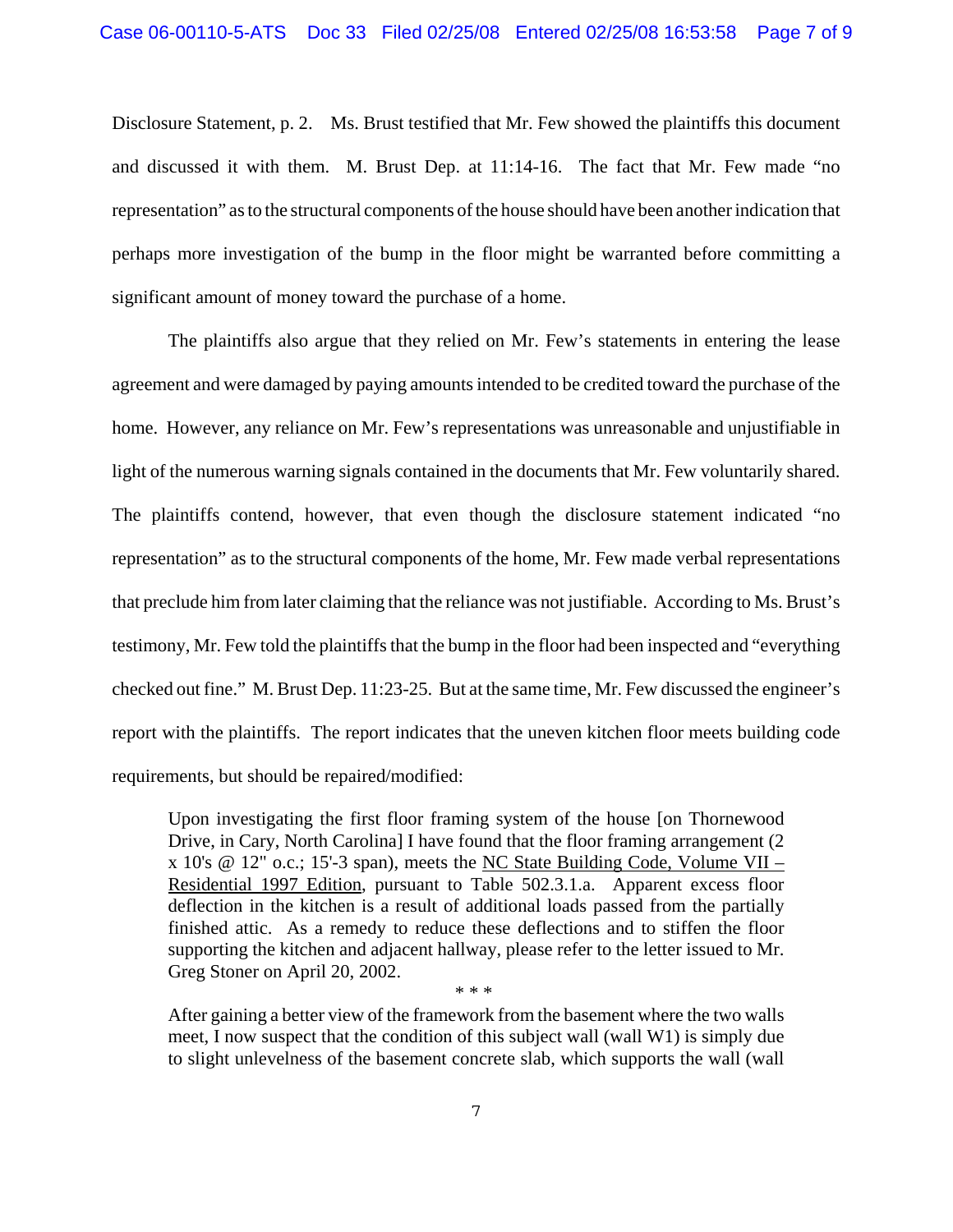Disclosure Statement, p. 2. Ms. Brust testified that Mr. Few showed the plaintiffs this document and discussed it with them. M. Brust Dep. at 11:14-16. The fact that Mr. Few made "no representation" as to the structural components of the house should have been another indication that perhaps more investigation of the bump in the floor might be warranted before committing a significant amount of money toward the purchase of a home.

The plaintiffs also argue that they relied on Mr. Few's statements in entering the lease agreement and were damaged by paying amounts intended to be credited toward the purchase of the home. However, any reliance on Mr. Few's representations was unreasonable and unjustifiable in light of the numerous warning signals contained in the documents that Mr. Few voluntarily shared. The plaintiffs contend, however, that even though the disclosure statement indicated "no representation" as to the structural components of the home, Mr. Few made verbal representations that preclude him from later claiming that the reliance was not justifiable. According to Ms. Brust's testimony, Mr. Few told the plaintiffs that the bump in the floor had been inspected and "everything checked out fine." M. Brust Dep. 11:23-25. But at the same time, Mr. Few discussed the engineer's report with the plaintiffs. The report indicates that the uneven kitchen floor meets building code requirements, but should be repaired/modified:

> Upon investigating the first floor framing system of the house [on Thornewood Drive, in Cary, North Carolina] I have found that the floor framing arrangement (2 x 10's @ 12" o.c.; 15'-3 span), meets the NC State Building Code, Volume VII – Residential 1997 Edition, pursuant to Table 502.3.1.a. Apparent excess floor deflection in the kitchen is a result of additional loads passed from the partially finished attic. As a remedy to reduce these deflections and to stiffen the floor supporting the kitchen and adjacent hallway, please refer to the letter issued to Mr. Greg Stoner on April 20, 2002.
>
> \* \* \*
>
> After gaining a better view of the framework from the basement where the two walls meet, I now suspect that the condition of this subject wall (wall W1) is simply due to slight unlevelness of the basement concrete slab, which supports the wall (wall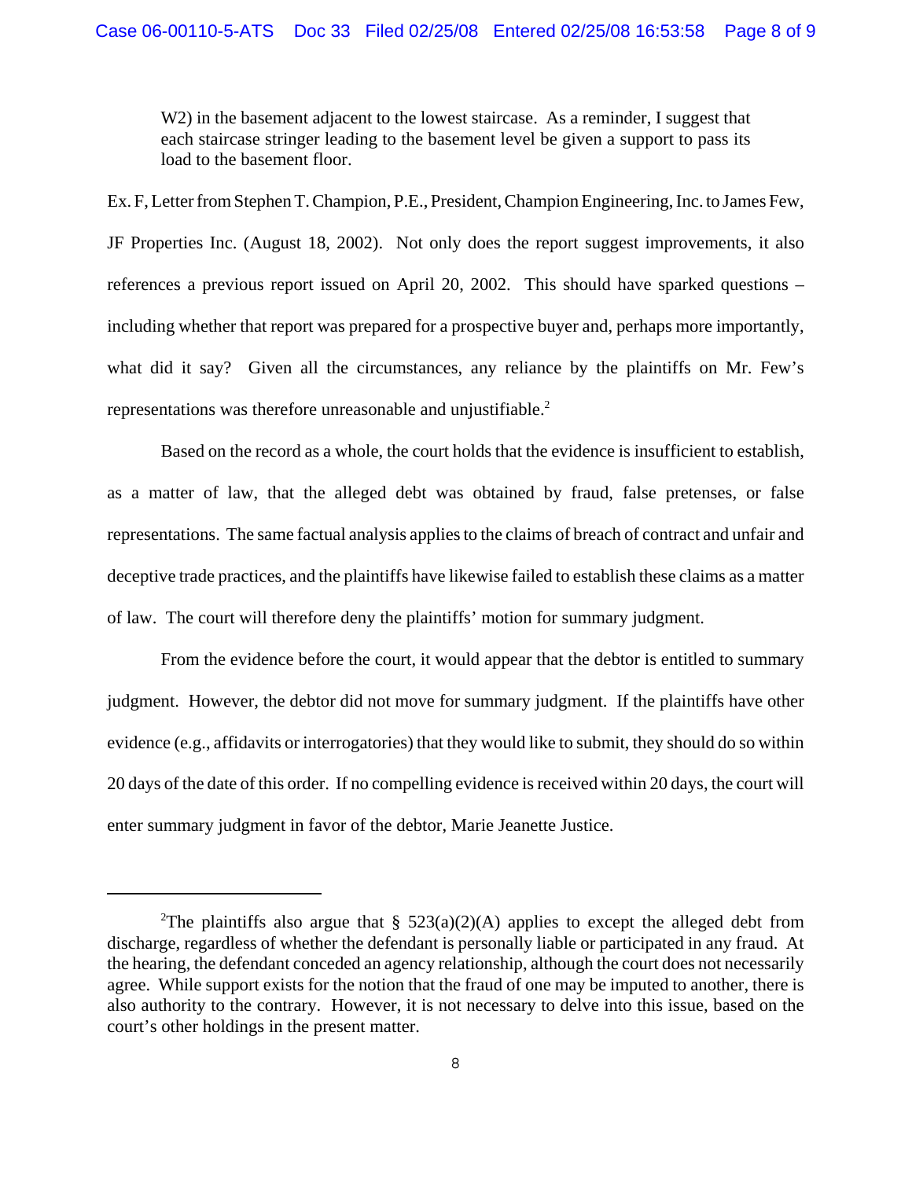> W2) in the basement adjacent to the lowest staircase. As a reminder, I suggest that each staircase stringer leading to the basement level be given a support to pass its load to the basement floor.

Ex. F, Letter from Stephen T. Champion, P.E., President, Champion Engineering, Inc. to James Few, JF Properties Inc. (August 18, 2002). Not only does the report suggest improvements, it also references a previous report issued on April 20, 2002. This should have sparked questions – including whether that report was prepared for a prospective buyer and, perhaps more importantly, what did it say? Given all the circumstances, any reliance by the plaintiffs on Mr. Few's representations was therefore unreasonable and unjustifiable.[2]

Based on the record as a whole, the court holds that the evidence is insufficient to establish, as a matter of law, that the alleged debt was obtained by fraud, false pretenses, or false representations. The same factual analysis applies to the claims of breach of contract and unfair and deceptive trade practices, and the plaintiffs have likewise failed to establish these claims as a matter of law. The court will therefore deny the plaintiffs' motion for summary judgment.

From the evidence before the court, it would appear that the debtor is entitled to summary judgment. However, the debtor did not move for summary judgment. If the plaintiffs have other evidence (e.g., affidavits or interrogatories) that they would like to submit, they should do so within 20 days of the date of this order. If no compelling evidence is received within 20 days, the court will enter summary judgment in favor of the debtor, Marie Jeanette Justice.

---

[2] The plaintiffs also argue that § 523(a)(2)(A) applies to except the alleged debt from discharge, regardless of whether the defendant is personally liable or participated in any fraud. At the hearing, the defendant conceded an agency relationship, although the court does not necessarily agree. While support exists for the notion that the fraud of one may be imputed to another, there is also authority to the contrary. However, it is not necessary to delve into this issue, based on the court's other holdings in the present matter.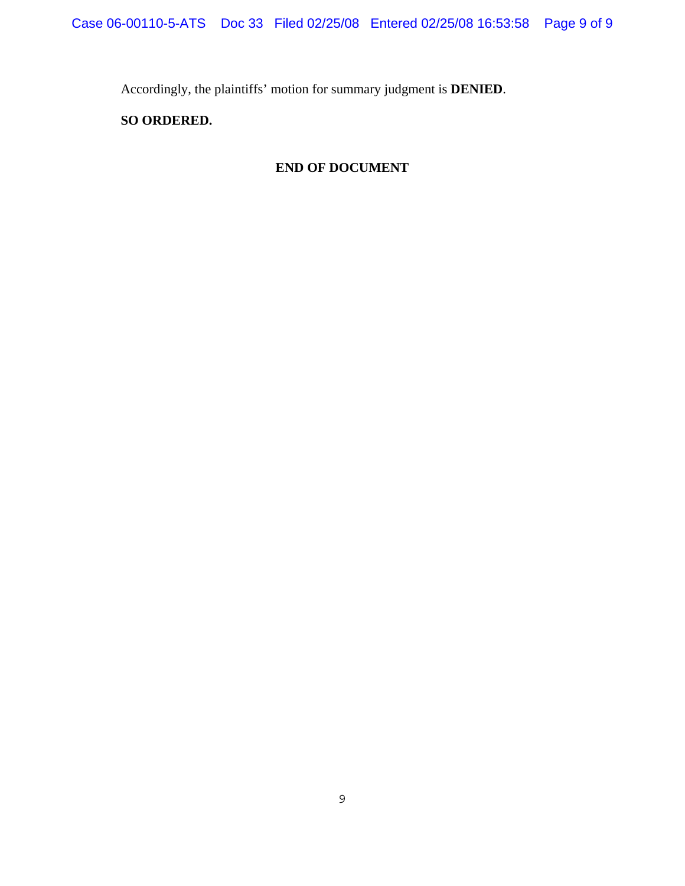Accordingly, the plaintiffs' motion for summary judgment is **DENIED**.

**SO ORDERED.**

**END OF DOCUMENT**